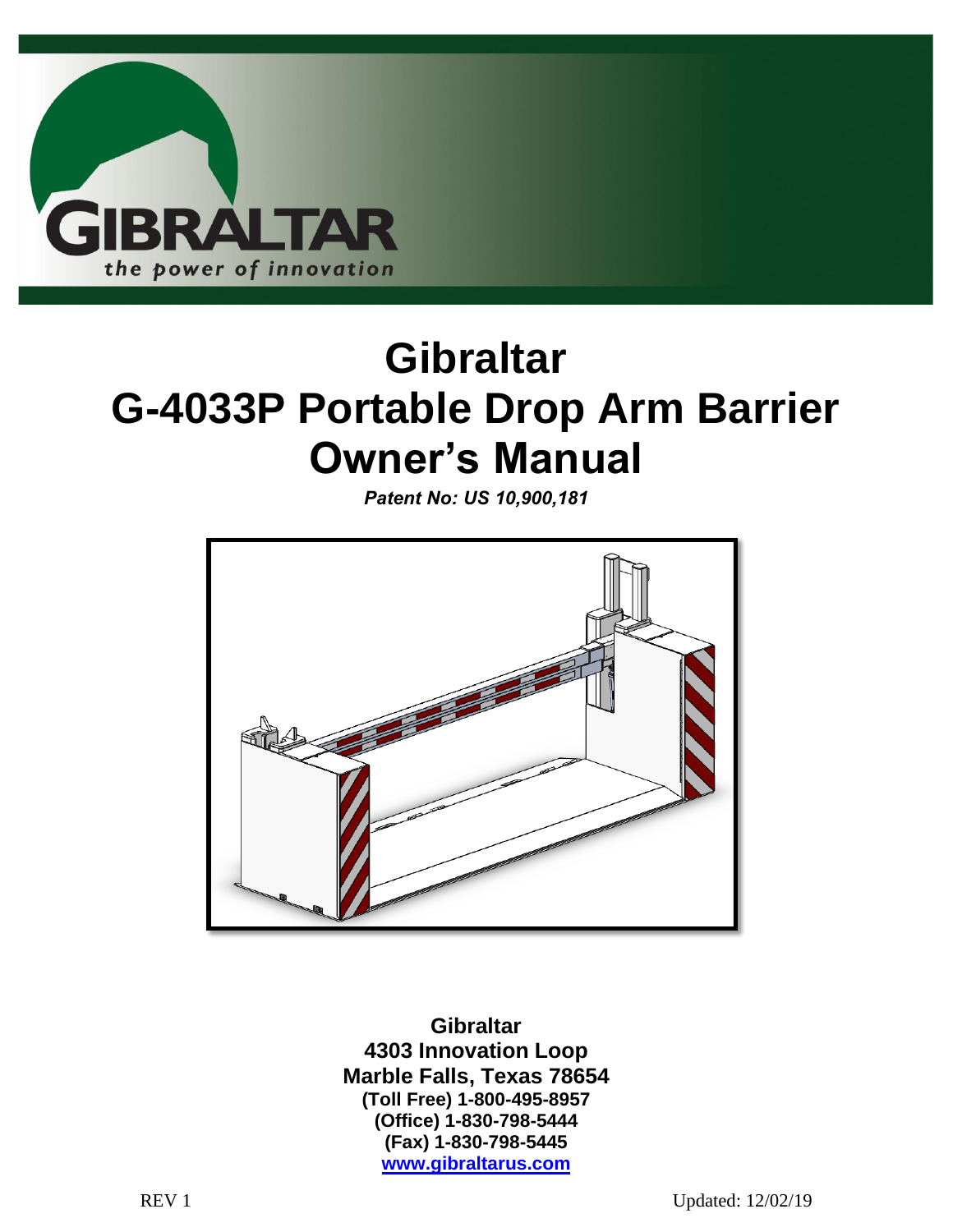# Gibraltar
# G-4033P Portable Drop Arm Barrier
# Owner's Manual

***Patent No: US 10,900,181***

**Gibraltar**
**4303 Innovation Loop**
**Marble Falls, Texas 78654**
**(Toll Free) 1-800-495-8957**
**(Office) 1-830-798-5444**
**(Fax) 1-830-798-5445**
**[www.gibraltarus.com](http://www.gibraltarus.com)**

REV 1

Updated: 12/02/19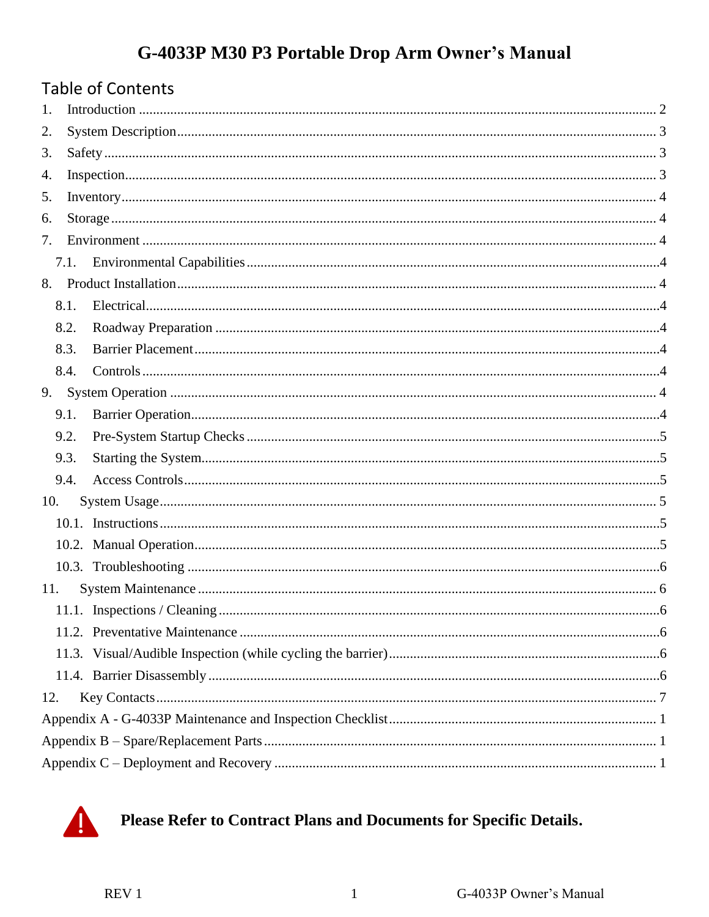# G-4033P M30 P3 Portable Drop Arm Owner's Manual

## Table of Contents

1. Introduction ........ 2
2. System Description ........ 3
3. Safety ........ 3
4. Inspection ........ 3
5. Inventory ........ 4
6. Storage ........ 4
7. Environment ........ 4
   - 7.1. Environmental Capabilities ........ 4
8. Product Installation ........ 4
   - 8.1. Electrical ........ 4
   - 8.2. Roadway Preparation ........ 4
   - 8.3. Barrier Placement ........ 4
   - 8.4. Controls ........ 4
9. System Operation ........ 4
   - 9.1. Barrier Operation ........ 4
   - 9.2. Pre-System Startup Checks ........ 5
   - 9.3. Starting the System ........ 5
   - 9.4. Access Controls ........ 5
10. System Usage ........ 5
    - 10.1. Instructions ........ 5
    - 10.2. Manual Operation ........ 5
    - 10.3. Troubleshooting ........ 6
11. System Maintenance ........ 6
    - 11.1. Inspections / Cleaning ........ 6
    - 11.2. Preventative Maintenance ........ 6
    - 11.3. Visual/Audible Inspection (while cycling the barrier) ........ 6
    - 11.4. Barrier Disassembly ........ 6
12. Key Contacts ........ 7

Appendix A - G-4033P Maintenance and Inspection Checklist ........ 1

Appendix B – Spare/Replacement Parts ........ 1

Appendix C – Deployment and Recovery ........ 1

**Please Refer to Contract Plans and Documents for Specific Details.**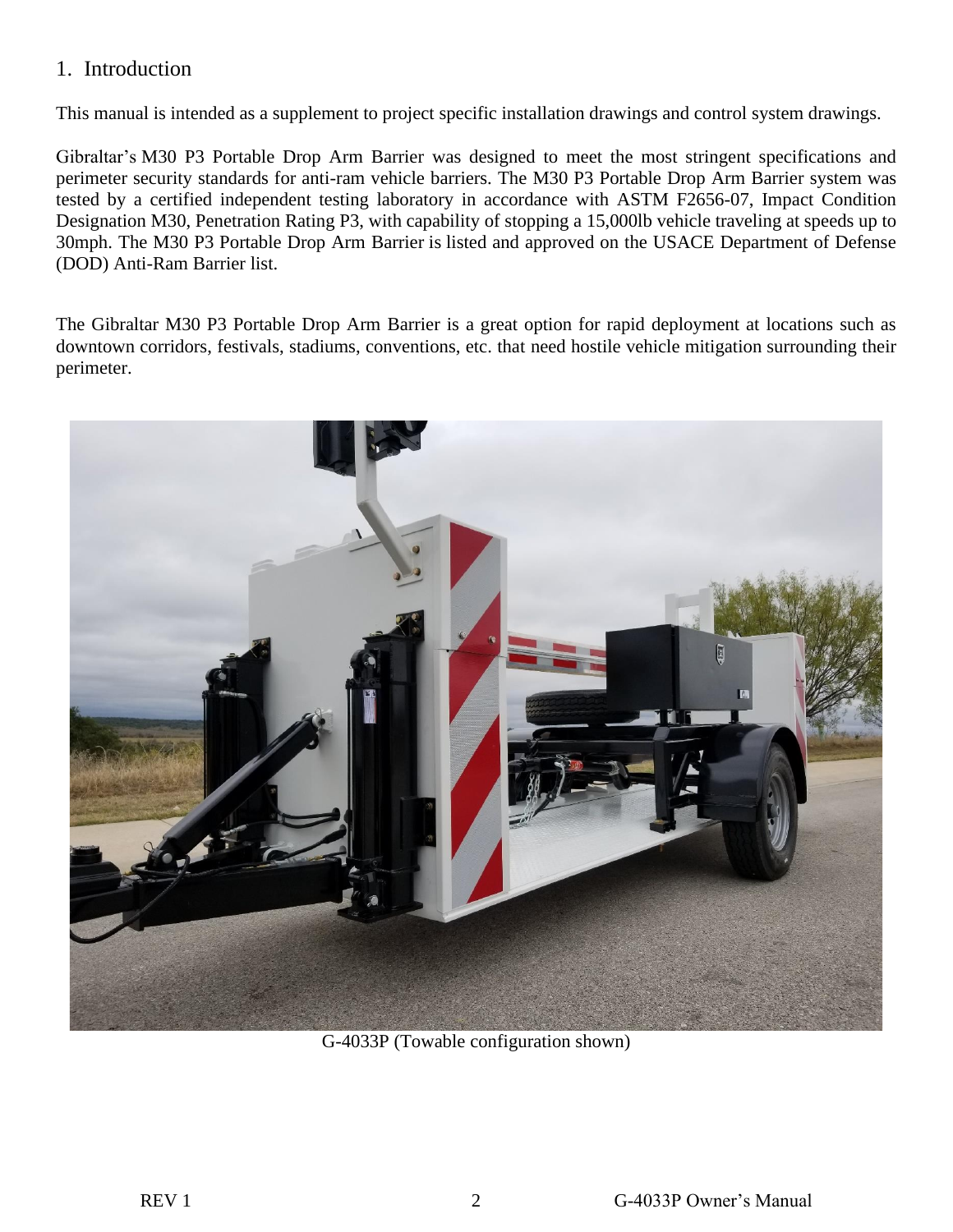# 1. Introduction

This manual is intended as a supplement to project specific installation drawings and control system drawings.

Gibraltar's M30 P3 Portable Drop Arm Barrier was designed to meet the most stringent specifications and perimeter security standards for anti-ram vehicle barriers. The M30 P3 Portable Drop Arm Barrier system was tested by a certified independent testing laboratory in accordance with ASTM F2656-07, Impact Condition Designation M30, Penetration Rating P3, with capability of stopping a 15,000lb vehicle traveling at speeds up to 30mph. The M30 P3 Portable Drop Arm Barrier is listed and approved on the USACE Department of Defense (DOD) Anti-Ram Barrier list.

The Gibraltar M30 P3 Portable Drop Arm Barrier is a great option for rapid deployment at locations such as downtown corridors, festivals, stadiums, conventions, etc. that need hostile vehicle mitigation surrounding their perimeter.

G-4033P (Towable configuration shown)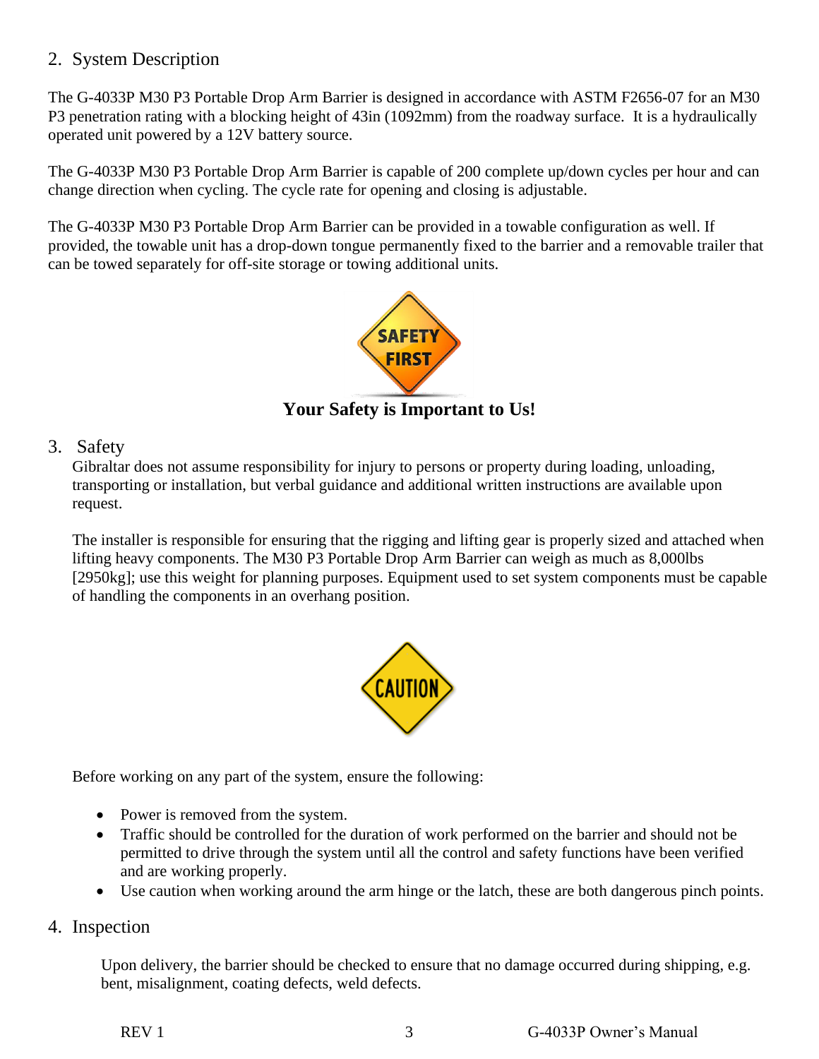## 2. System Description

The G-4033P M30 P3 Portable Drop Arm Barrier is designed in accordance with ASTM F2656-07 for an M30 P3 penetration rating with a blocking height of 43in (1092mm) from the roadway surface. It is a hydraulically operated unit powered by a 12V battery source.

The G-4033P M30 P3 Portable Drop Arm Barrier is capable of 200 complete up/down cycles per hour and can change direction when cycling. The cycle rate for opening and closing is adjustable.

The G-4033P M30 P3 Portable Drop Arm Barrier can be provided in a towable configuration as well. If provided, the towable unit has a drop-down tongue permanently fixed to the barrier and a removable trailer that can be towed separately for off-site storage or towing additional units.

SAFETY FIRST

**Your Safety is Important to Us!**

## 3. Safety

Gibraltar does not assume responsibility for injury to persons or property during loading, unloading, transporting or installation, but verbal guidance and additional written instructions are available upon request.

The installer is responsible for ensuring that the rigging and lifting gear is properly sized and attached when lifting heavy components. The M30 P3 Portable Drop Arm Barrier can weigh as much as 8,000lbs [2950kg]; use this weight for planning purposes. Equipment used to set system components must be capable of handling the components in an overhang position.

CAUTION

Before working on any part of the system, ensure the following:

- Power is removed from the system.
- Traffic should be controlled for the duration of work performed on the barrier and should not be permitted to drive through the system until all the control and safety functions have been verified and are working properly.
- Use caution when working around the arm hinge or the latch, these are both dangerous pinch points.

## 4. Inspection

Upon delivery, the barrier should be checked to ensure that no damage occurred during shipping, e.g. bent, misalignment, coating defects, weld defects.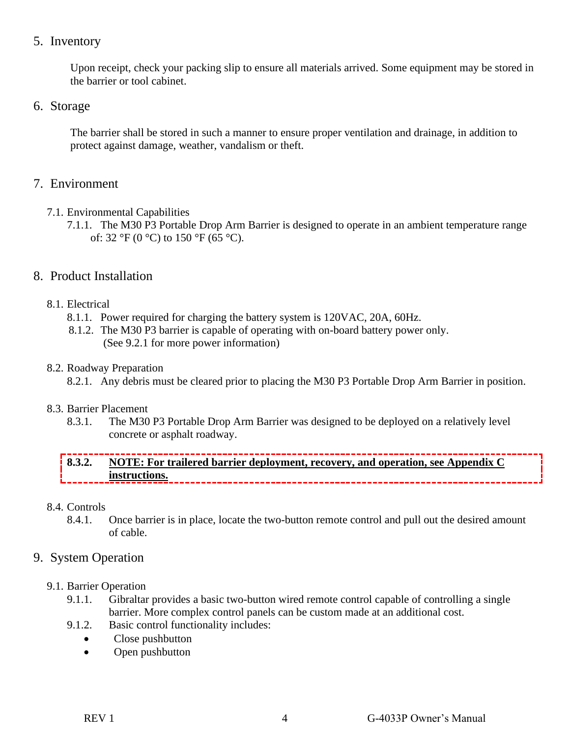## 5. Inventory

Upon receipt, check your packing slip to ensure all materials arrived. Some equipment may be stored in the barrier or tool cabinet.

## 6. Storage

The barrier shall be stored in such a manner to ensure proper ventilation and drainage, in addition to protect against damage, weather, vandalism or theft.

## 7. Environment

### 7.1. Environmental Capabilities

7.1.1. The M30 P3 Portable Drop Arm Barrier is designed to operate in an ambient temperature range of: 32 °F (0 °C) to 150 °F (65 °C).

## 8. Product Installation

### 8.1. Electrical

8.1.1. Power required for charging the battery system is 120VAC, 20A, 60Hz.

8.1.2. The M30 P3 barrier is capable of operating with on-board battery power only. (See 9.2.1 for more power information)

### 8.2. Roadway Preparation

8.2.1. Any debris must be cleared prior to placing the M30 P3 Portable Drop Arm Barrier in position.

### 8.3. Barrier Placement

8.3.1. The M30 P3 Portable Drop Arm Barrier was designed to be deployed on a relatively level concrete or asphalt roadway.

**8.3.2. NOTE: For trailered barrier deployment, recovery, and operation, see Appendix C instructions.**

### 8.4. Controls

8.4.1. Once barrier is in place, locate the two-button remote control and pull out the desired amount of cable.

## 9. System Operation

### 9.1. Barrier Operation

9.1.1. Gibraltar provides a basic two-button wired remote control capable of controlling a single barrier. More complex control panels can be custom made at an additional cost.

9.1.2. Basic control functionality includes:

- Close pushbutton
- Open pushbutton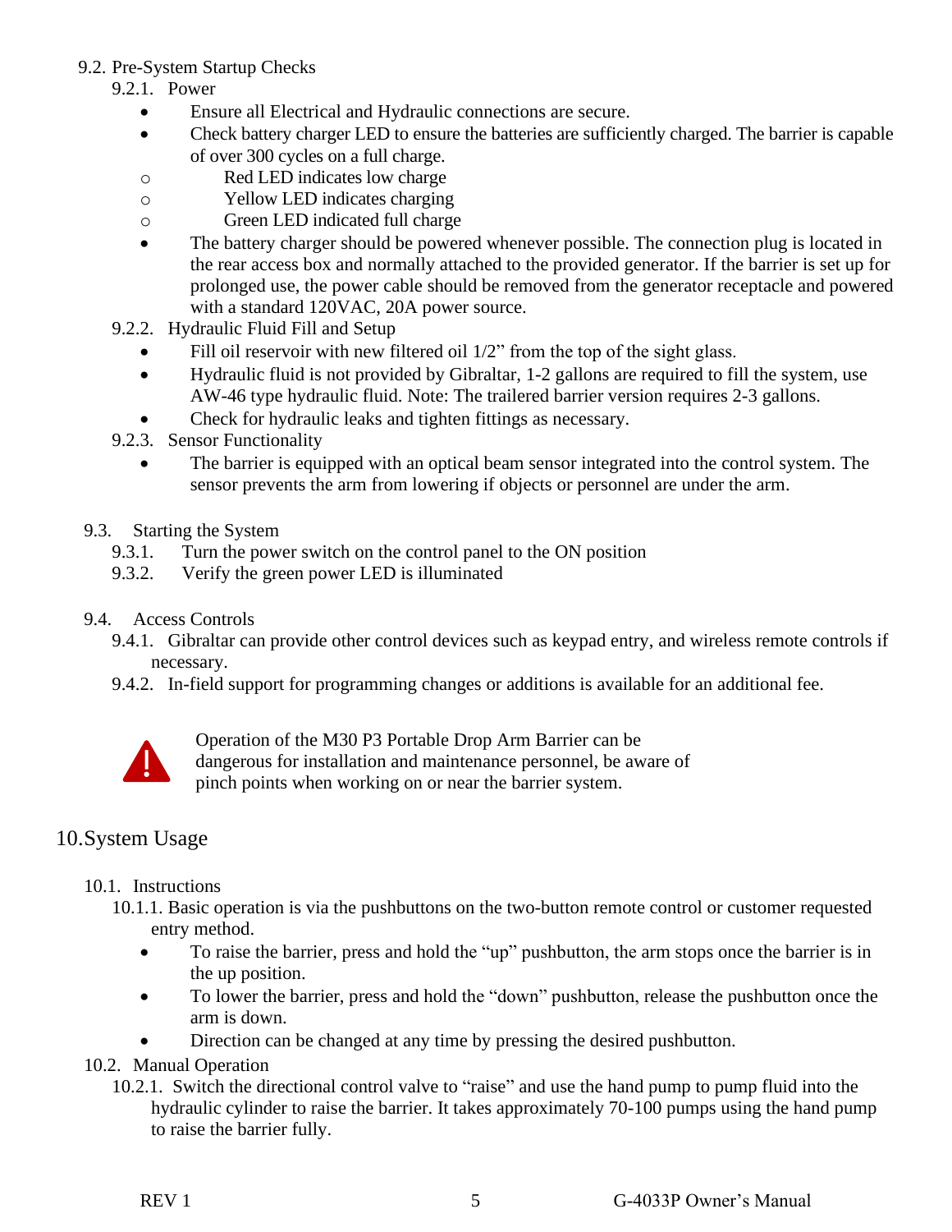### 9.2. Pre-System Startup Checks

#### 9.2.1. Power

- Ensure all Electrical and Hydraulic connections are secure.
- Check battery charger LED to ensure the batteries are sufficiently charged. The barrier is capable of over 300 cycles on a full charge.
  - Red LED indicates low charge
  - Yellow LED indicates charging
  - Green LED indicated full charge
- The battery charger should be powered whenever possible. The connection plug is located in the rear access box and normally attached to the provided generator. If the barrier is set up for prolonged use, the power cable should be removed from the generator receptacle and powered with a standard 120VAC, 20A power source.

#### 9.2.2. Hydraulic Fluid Fill and Setup

- Fill oil reservoir with new filtered oil 1/2" from the top of the sight glass.
- Hydraulic fluid is not provided by Gibraltar, 1-2 gallons are required to fill the system, use AW-46 type hydraulic fluid. Note: The trailered barrier version requires 2-3 gallons.
- Check for hydraulic leaks and tighten fittings as necessary.

#### 9.2.3. Sensor Functionality

- The barrier is equipped with an optical beam sensor integrated into the control system. The sensor prevents the arm from lowering if objects or personnel are under the arm.

### 9.3. Starting the System

9.3.1. Turn the power switch on the control panel to the ON position

9.3.2. Verify the green power LED is illuminated

### 9.4. Access Controls

9.4.1. Gibraltar can provide other control devices such as keypad entry, and wireless remote controls if necessary.

9.4.2. In-field support for programming changes or additions is available for an additional fee.

> ⚠ Operation of the M30 P3 Portable Drop Arm Barrier can be dangerous for installation and maintenance personnel, be aware of pinch points when working on or near the barrier system.

## 10. System Usage

### 10.1. Instructions

10.1.1. Basic operation is via the pushbuttons on the two-button remote control or customer requested entry method.

- To raise the barrier, press and hold the "up" pushbutton, the arm stops once the barrier is in the up position.
- To lower the barrier, press and hold the "down" pushbutton, release the pushbutton once the arm is down.
- Direction can be changed at any time by pressing the desired pushbutton.

### 10.2. Manual Operation

10.2.1. Switch the directional control valve to "raise" and use the hand pump to pump fluid into the hydraulic cylinder to raise the barrier. It takes approximately 70-100 pumps using the hand pump to raise the barrier fully.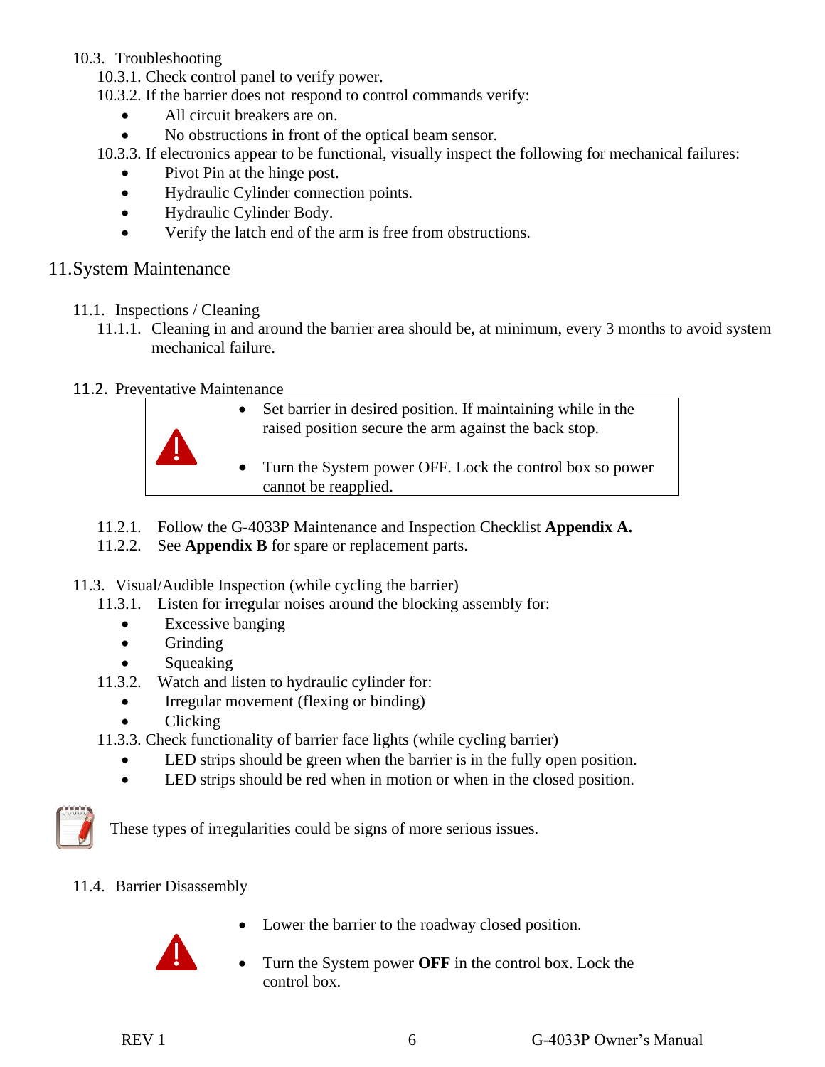### 10.3. Troubleshooting

10.3.1. Check control panel to verify power.

10.3.2. If the barrier does not respond to control commands verify:

- All circuit breakers are on.
- No obstructions in front of the optical beam sensor.

10.3.3. If electronics appear to be functional, visually inspect the following for mechanical failures:

- Pivot Pin at the hinge post.
- Hydraulic Cylinder connection points.
- Hydraulic Cylinder Body.
- Verify the latch end of the arm is free from obstructions.

## 11. System Maintenance

### 11.1. Inspections / Cleaning

11.1.1. Cleaning in and around the barrier area should be, at minimum, every 3 months to avoid system mechanical failure.

### 11.2. Preventative Maintenance

- Set barrier in desired position. If maintaining while in the raised position secure the arm against the back stop.
- Turn the System power OFF. Lock the control box so power cannot be reapplied.

11.2.1. Follow the G-4033P Maintenance and Inspection Checklist **Appendix A.**

11.2.2. See **Appendix B** for spare or replacement parts.

### 11.3. Visual/Audible Inspection (while cycling the barrier)

11.3.1. Listen for irregular noises around the blocking assembly for:

- Excessive banging
- Grinding
- Squeaking

11.3.2. Watch and listen to hydraulic cylinder for:

- Irregular movement (flexing or binding)
- Clicking

11.3.3. Check functionality of barrier face lights (while cycling barrier)

- LED strips should be green when the barrier is in the fully open position.
- LED strips should be red when in motion or when in the closed position.

These types of irregularities could be signs of more serious issues.

### 11.4. Barrier Disassembly

- Lower the barrier to the roadway closed position.
- Turn the System power **OFF** in the control box. Lock the control box.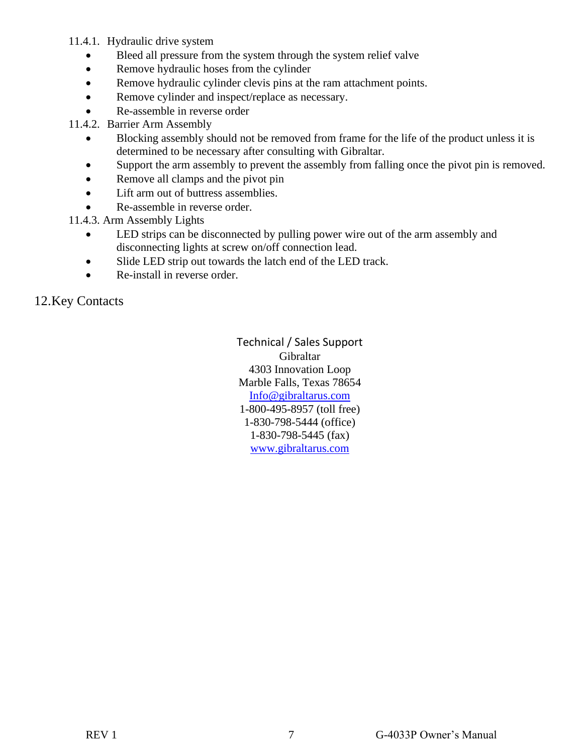### 11.4.1. Hydraulic drive system

- Bleed all pressure from the system through the system relief valve
- Remove hydraulic hoses from the cylinder
- Remove hydraulic cylinder clevis pins at the ram attachment points.
- Remove cylinder and inspect/replace as necessary.
- Re-assemble in reverse order

### 11.4.2. Barrier Arm Assembly

- Blocking assembly should not be removed from frame for the life of the product unless it is determined to be necessary after consulting with Gibraltar.
- Support the arm assembly to prevent the assembly from falling once the pivot pin is removed.
- Remove all clamps and the pivot pin
- Lift arm out of buttress assemblies.
- Re-assemble in reverse order.

### 11.4.3. Arm Assembly Lights

- LED strips can be disconnected by pulling power wire out of the arm assembly and disconnecting lights at screw on/off connection lead.
- Slide LED strip out towards the latch end of the LED track.
- Re-install in reverse order.

## 12. Key Contacts

Technical / Sales Support
Gibraltar
4303 Innovation Loop
Marble Falls, Texas 78654
Info@gibraltarus.com
1-800-495-8957 (toll free)
1-830-798-5444 (office)
1-830-798-5445 (fax)
www.gibraltarus.com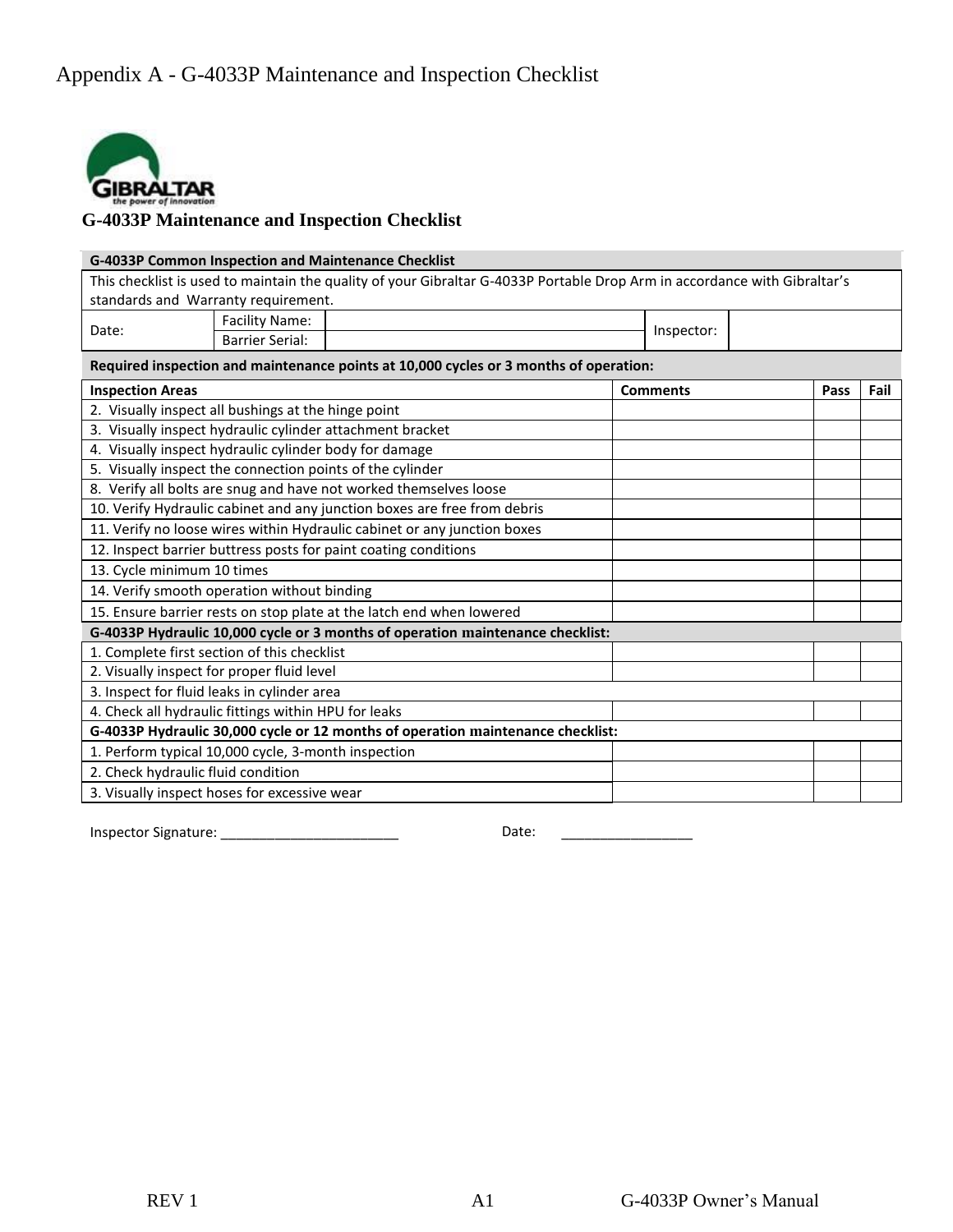# Appendix A - G-4033P Maintenance and Inspection Checklist

GIBRALTAR
*the power of innovation*

## G-4033P Maintenance and Inspection Checklist

| **G-4033P Common Inspection and Maintenance Checklist** | | | | | |
|---|---|---|---|---|---|
| This checklist is used to maintain the quality of your Gibraltar G-4033P Portable Drop Arm in accordance with Gibraltar's standards and Warranty requirement. | | | | | |
| Date: | Facility Name: | | Inspector: | | |
| | Barrier Serial: | | | | |

**Required inspection and maintenance points at 10,000 cycles or 3 months of operation:**

| **Inspection Areas** | **Comments** | **Pass** | **Fail** |
|---|---|---|---|
| 2. Visually inspect all bushings at the hinge point | | | |
| 3. Visually inspect hydraulic cylinder attachment bracket | | | |
| 4. Visually inspect hydraulic cylinder body for damage | | | |
| 5. Visually inspect the connection points of the cylinder | | | |
| 8. Verify all bolts are snug and have not worked themselves loose | | | |
| 10. Verify Hydraulic cabinet and any junction boxes are free from debris | | | |
| 11. Verify no loose wires within Hydraulic cabinet or any junction boxes | | | |
| 12. Inspect barrier buttress posts for paint coating conditions | | | |
| 13. Cycle minimum 10 times | | | |
| 14. Verify smooth operation without binding | | | |
| 15. Ensure barrier rests on stop plate at the latch end when lowered | | | |
| **G-4033P Hydraulic 10,000 cycle or 3 months of operation maintenance checklist:** | | | |
| 1. Complete first section of this checklist | | | |
| 2. Visually inspect for proper fluid level | | | |
| 3. Inspect for fluid leaks in cylinder area | | | |
| 4. Check all hydraulic fittings within HPU for leaks | | | |
| **G-4033P Hydraulic 30,000 cycle or 12 months of operation maintenance checklist:** | | | |
| 1. Perform typical 10,000 cycle, 3-month inspection | | | |
| 2. Check hydraulic fluid condition | | | |
| 3. Visually inspect hoses for excessive wear | | | |

Inspector Signature: ________________________ Date: _________________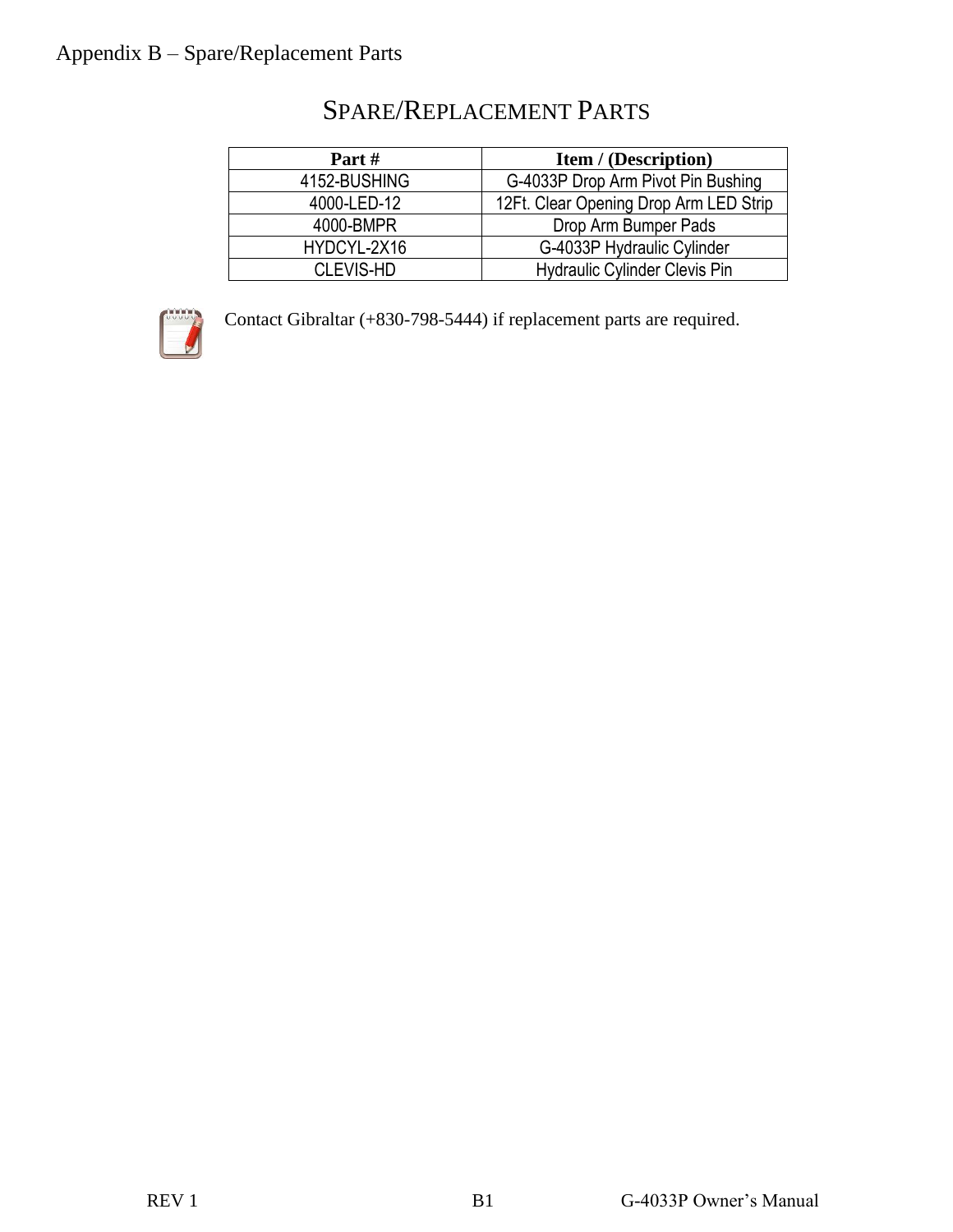# SPARE/REPLACEMENT PARTS

| Part # | Item / (Description) |
|---|---|
| 4152-BUSHING | G-4033P Drop Arm Pivot Pin Bushing |
| 4000-LED-12 | 12Ft. Clear Opening Drop Arm LED Strip |
| 4000-BMPR | Drop Arm Bumper Pads |
| HYDCYL-2X16 | G-4033P Hydraulic Cylinder |
| CLEVIS-HD | Hydraulic Cylinder Clevis Pin |

Contact Gibraltar (+830-798-5444) if replacement parts are required.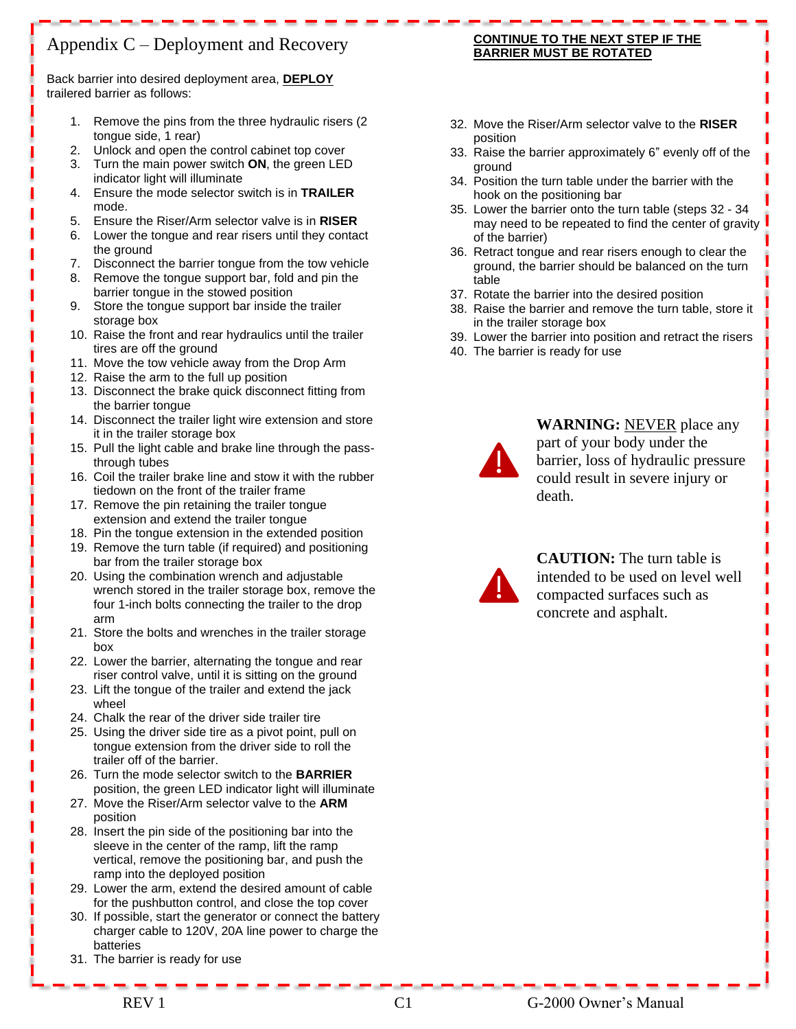# Appendix C – Deployment and Recovery

Back barrier into desired deployment area, **DEPLOY** trailered barrier as follows:

1. Remove the pins from the three hydraulic risers (2 tongue side, 1 rear)
2. Unlock and open the control cabinet top cover
3. Turn the main power switch **ON**, the green LED indicator light will illuminate
4. Ensure the mode selector switch is in **TRAILER** mode.
5. Ensure the Riser/Arm selector valve is in **RISER**
6. Lower the tongue and rear risers until they contact the ground
7. Disconnect the barrier tongue from the tow vehicle
8. Remove the tongue support bar, fold and pin the barrier tongue in the stowed position
9. Store the tongue support bar inside the trailer storage box
10. Raise the front and rear hydraulics until the trailer tires are off the ground
11. Move the tow vehicle away from the Drop Arm
12. Raise the arm to the full up position
13. Disconnect the brake quick disconnect fitting from the barrier tongue
14. Disconnect the trailer light wire extension and store it in the trailer storage box
15. Pull the light cable and brake line through the pass-through tubes
16. Coil the trailer brake line and stow it with the rubber tiedown on the front of the trailer frame
17. Remove the pin retaining the trailer tongue extension and extend the trailer tongue
18. Pin the tongue extension in the extended position
19. Remove the turn table (if required) and positioning bar from the trailer storage box
20. Using the combination wrench and adjustable wrench stored in the trailer storage box, remove the four 1-inch bolts connecting the trailer to the drop arm
21. Store the bolts and wrenches in the trailer storage box
22. Lower the barrier, alternating the tongue and rear riser control valve, until it is sitting on the ground
23. Lift the tongue of the trailer and extend the jack wheel
24. Chalk the rear of the driver side trailer tire
25. Using the driver side tire as a pivot point, pull on tongue extension from the driver side to roll the trailer off of the barrier.
26. Turn the mode selector switch to the **BARRIER** position, the green LED indicator light will illuminate
27. Move the Riser/Arm selector valve to the **ARM** position
28. Insert the pin side of the positioning bar into the sleeve in the center of the ramp, lift the ramp vertical, remove the positioning bar, and push the ramp into the deployed position
29. Lower the arm, extend the desired amount of cable for the pushbutton control, and close the top cover
30. If possible, start the generator or connect the battery charger cable to 120V, 20A line power to charge the batteries
31. The barrier is ready for use

**<u>CONTINUE TO THE NEXT STEP IF THE BARRIER MUST BE ROTATED</u>**

32. Move the Riser/Arm selector valve to the **RISER** position
33. Raise the barrier approximately 6” evenly off of the ground
34. Position the turn table under the barrier with the hook on the positioning bar
35. Lower the barrier onto the turn table (steps 32 - 34 may need to be repeated to find the center of gravity of the barrier)
36. Retract tongue and rear risers enough to clear the ground, the barrier should be balanced on the turn table
37. Rotate the barrier into the desired position
38. Raise the barrier and remove the turn table, store it in the trailer storage box
39. Lower the barrier into position and retract the risers
40. The barrier is ready for use

**WARNING:** <u>NEVER</u> place any part of your body under the barrier, loss of hydraulic pressure could result in severe injury or death.

**CAUTION:** The turn table is intended to be used on level well compacted surfaces such as concrete and asphalt.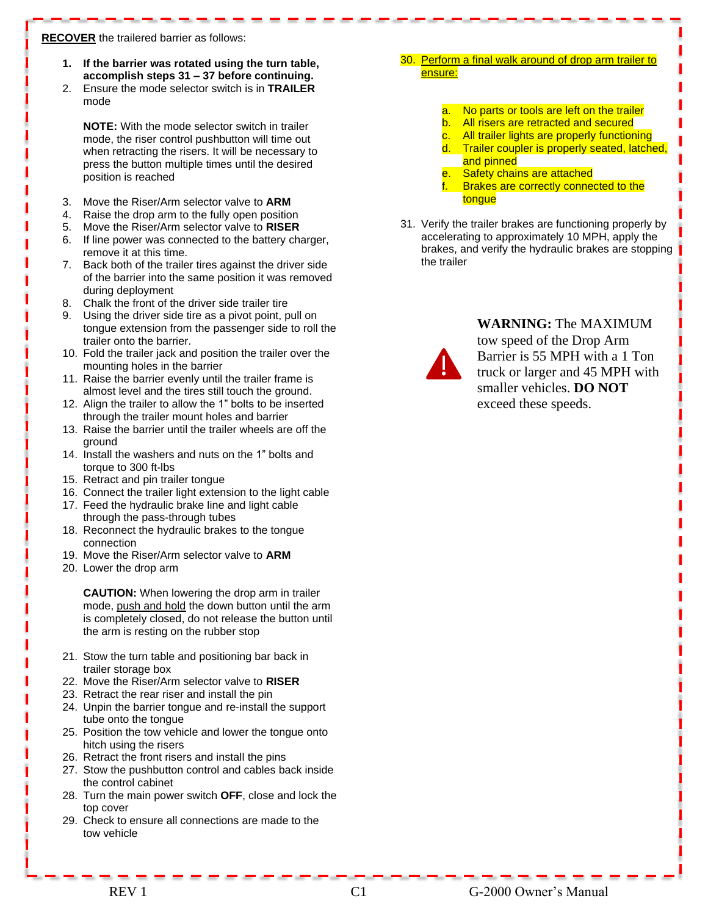**RECOVER** the trailered barrier as follows:

1. **If the barrier was rotated using the turn table, accomplish steps 31 – 37 before continuing.**
2. Ensure the mode selector switch is in **TRAILER** mode

   **NOTE:** With the mode selector switch in trailer mode, the riser control pushbutton will time out when retracting the risers. It will be necessary to press the button multiple times until the desired position is reached

3. Move the Riser/Arm selector valve to **ARM**
4. Raise the drop arm to the fully open position
5. Move the Riser/Arm selector valve to **RISER**
6. If line power was connected to the battery charger, remove it at this time.
7. Back both of the trailer tires against the driver side of the barrier into the same position it was removed during deployment
8. Chalk the front of the driver side trailer tire
9. Using the driver side tire as a pivot point, pull on tongue extension from the passenger side to roll the trailer onto the barrier.
10. Fold the trailer jack and position the trailer over the mounting holes in the barrier
11. Raise the barrier evenly until the trailer frame is almost level and the tires still touch the ground.
12. Align the trailer to allow the 1" bolts to be inserted through the trailer mount holes and barrier
13. Raise the barrier until the trailer wheels are off the ground
14. Install the washers and nuts on the 1" bolts and torque to 300 ft-lbs
15. Retract and pin trailer tongue
16. Connect the trailer light extension to the light cable
17. Feed the hydraulic brake line and light cable through the pass-through tubes
18. Reconnect the hydraulic brakes to the tongue connection
19. Move the Riser/Arm selector valve to **ARM**
20. Lower the drop arm

    **CAUTION:** When lowering the drop arm in trailer mode, push and hold the down button until the arm is completely closed, do not release the button until the arm is resting on the rubber stop

21. Stow the turn table and positioning bar back in trailer storage box
22. Move the Riser/Arm selector valve to **RISER**
23. Retract the rear riser and install the pin
24. Unpin the barrier tongue and re-install the support tube onto the tongue
25. Position the tow vehicle and lower the tongue onto hitch using the risers
26. Retract the front risers and install the pins
27. Stow the pushbutton control and cables back inside the control cabinet
28. Turn the main power switch **OFF**, close and lock the top cover
29. Check to ensure all connections are made to the tow vehicle
30. Perform a final walk around of drop arm trailer to ensure:
    a. No parts or tools are left on the trailer
    b. All risers are retracted and secured
    c. All trailer lights are properly functioning
    d. Trailer coupler is properly seated, latched, and pinned
    e. Safety chains are attached
    f. Brakes are correctly connected to the tongue
31. Verify the trailer brakes are functioning properly by accelerating to approximately 10 MPH, apply the brakes, and verify the hydraulic brakes are stopping the trailer

**WARNING:** The MAXIMUM tow speed of the Drop Arm Barrier is 55 MPH with a 1 Ton truck or larger and 45 MPH with smaller vehicles. **DO NOT** exceed these speeds.